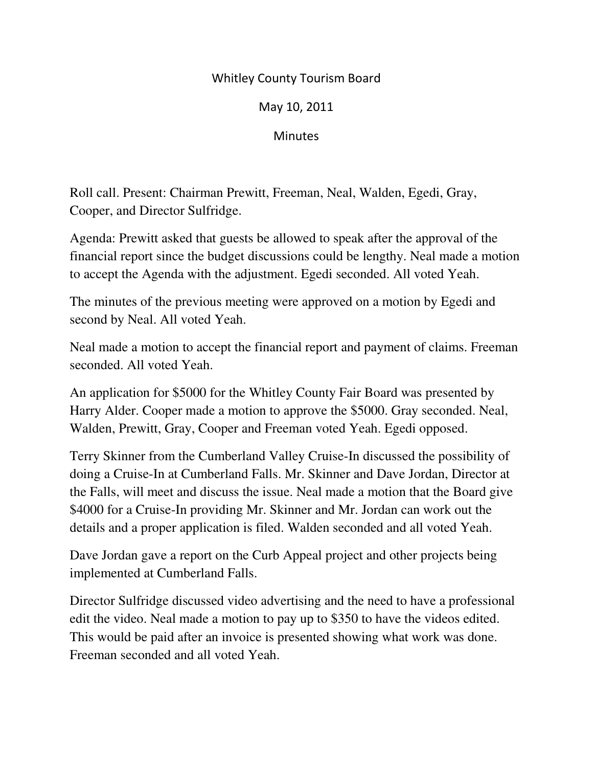# Whitley County Tourism Board

May 10, 2011

Minutes

Roll call. Present: Chairman Prewitt, Freeman, Neal, Walden, Egedi, Gray, Cooper, and Director Sulfridge.

Agenda: Prewitt asked that guests be allowed to speak after the approval of the financial report since the budget discussions could be lengthy. Neal made a motion to accept the Agenda with the adjustment. Egedi seconded. All voted Yeah.

The minutes of the previous meeting were approved on a motion by Egedi and second by Neal. All voted Yeah.

Neal made a motion to accept the financial report and payment of claims. Freeman seconded. All voted Yeah.

An application for $5000 for the Whitley County Fair Board was presented by Harry Alder. Cooper made a motion to approve the $5000. Gray seconded. Neal, Walden, Prewitt, Gray, Cooper and Freeman voted Yeah. Egedi opposed.

Terry Skinner from the Cumberland Valley Cruise-In discussed the possibility of doing a Cruise-In at Cumberland Falls. Mr. Skinner and Dave Jordan, Director at the Falls, will meet and discuss the issue. Neal made a motion that the Board give $4000 for a Cruise-In providing Mr. Skinner and Mr. Jordan can work out the details and a proper application is filed. Walden seconded and all voted Yeah.

Dave Jordan gave a report on the Curb Appeal project and other projects being implemented at Cumberland Falls.

Director Sulfridge discussed video advertising and the need to have a professional edit the video. Neal made a motion to pay up to $350 to have the videos edited. This would be paid after an invoice is presented showing what work was done. Freeman seconded and all voted Yeah.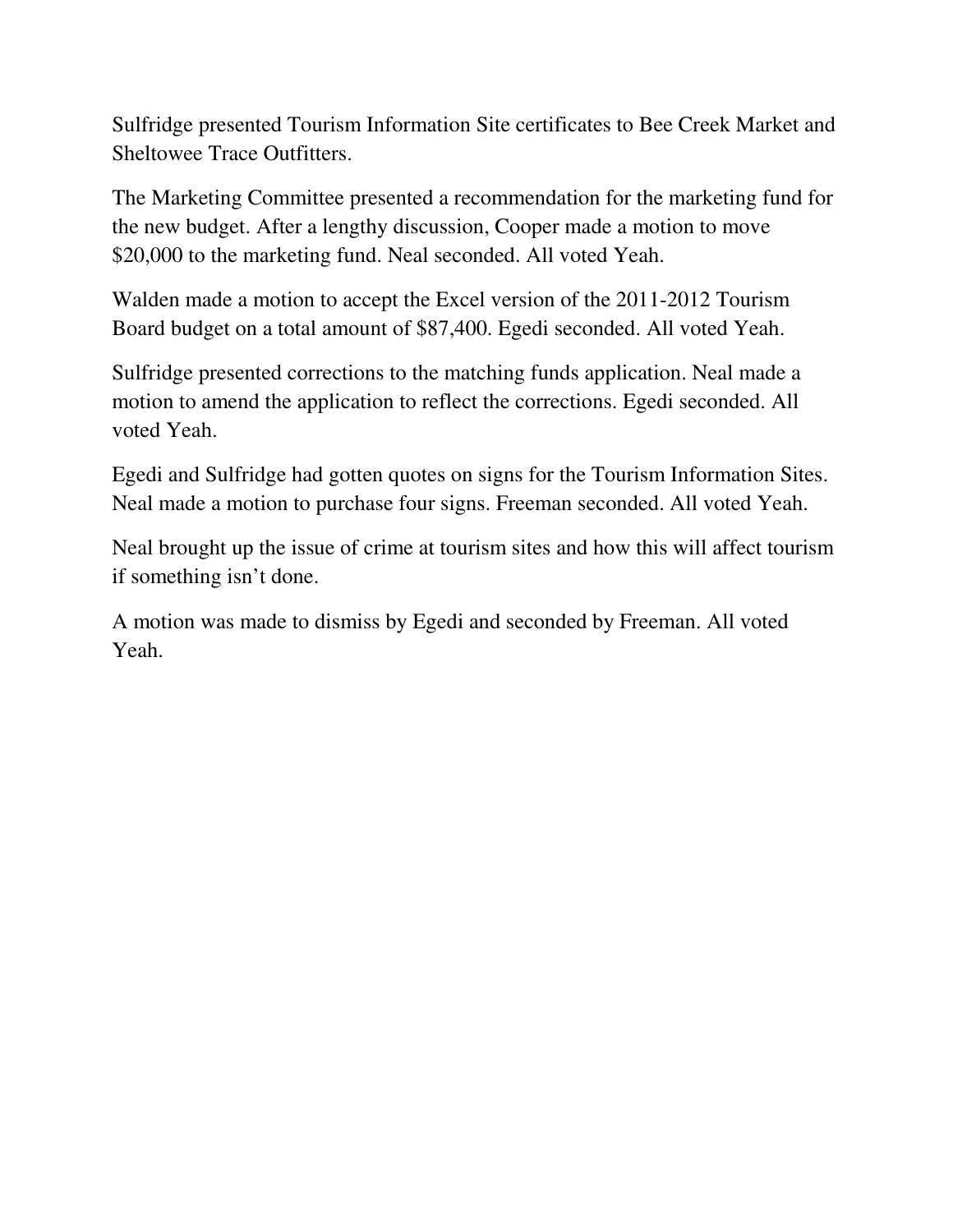Sulfridge presented Tourism Information Site certificates to Bee Creek Market and Sheltowee Trace Outfitters.

The Marketing Committee presented a recommendation for the marketing fund for the new budget. After a lengthy discussion, Cooper made a motion to move $20,000 to the marketing fund. Neal seconded. All voted Yeah.

Walden made a motion to accept the Excel version of the 2011-2012 Tourism Board budget on a total amount of $87,400. Egedi seconded. All voted Yeah.

Sulfridge presented corrections to the matching funds application. Neal made a motion to amend the application to reflect the corrections. Egedi seconded. All voted Yeah.

Egedi and Sulfridge had gotten quotes on signs for the Tourism Information Sites. Neal made a motion to purchase four signs. Freeman seconded. All voted Yeah.

Neal brought up the issue of crime at tourism sites and how this will affect tourism if something isn't done.

A motion was made to dismiss by Egedi and seconded by Freeman. All voted Yeah.